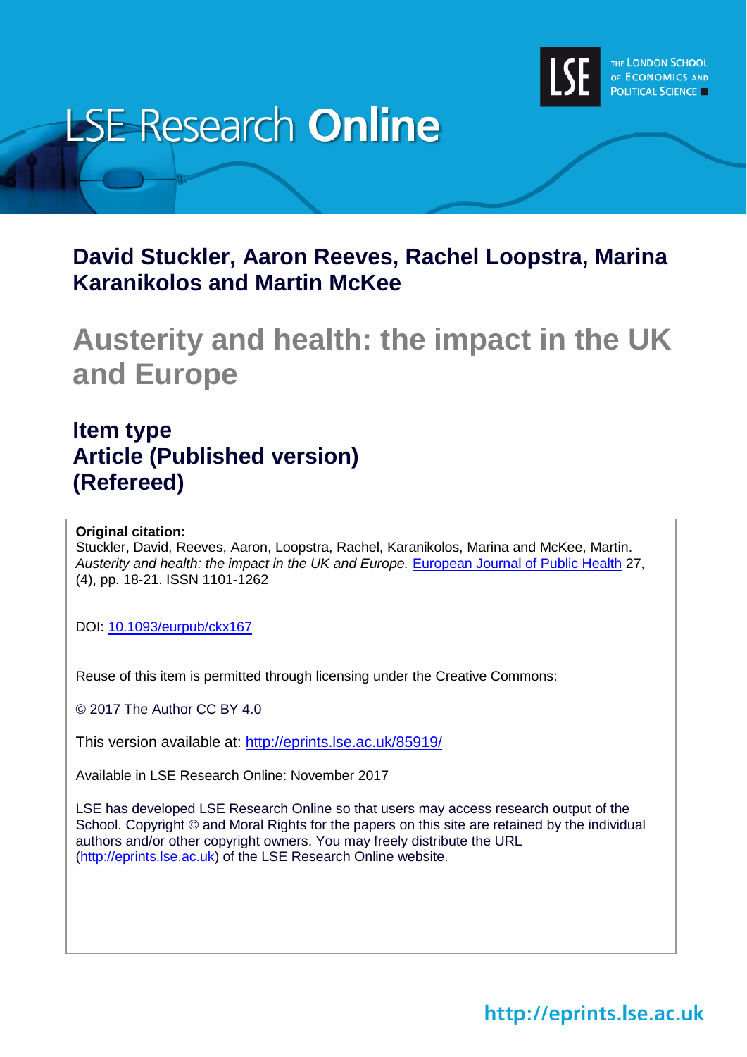# LSE Research Online

**David Stuckler, Aaron Reeves, Rachel Loopstra, Marina Karanikolos and Martin McKee**

# Austerity and health: the impact in the UK and Europe

## Item type
## Article (Published version)
## (Refereed)

**Original citation:**
Stuckler, David, Reeves, Aaron, Loopstra, Rachel, Karanikolos, Marina and McKee, Martin. *Austerity and health: the impact in the UK and Europe.* European Journal of Public Health 27, (4), pp. 18-21. ISSN 1101-1262

DOI: 10.1093/eurpub/ckx167

Reuse of this item is permitted through licensing under the Creative Commons:

© 2017 The Author CC BY 4.0

This version available at: http://eprints.lse.ac.uk/85919/

Available in LSE Research Online: November 2017

LSE has developed LSE Research Online so that users may access research output of the School. Copyright © and Moral Rights for the papers on this site are retained by the individual authors and/or other copyright owners. You may freely distribute the URL (http://eprints.lse.ac.uk) of the LSE Research Online website.

http://eprints.lse.ac.uk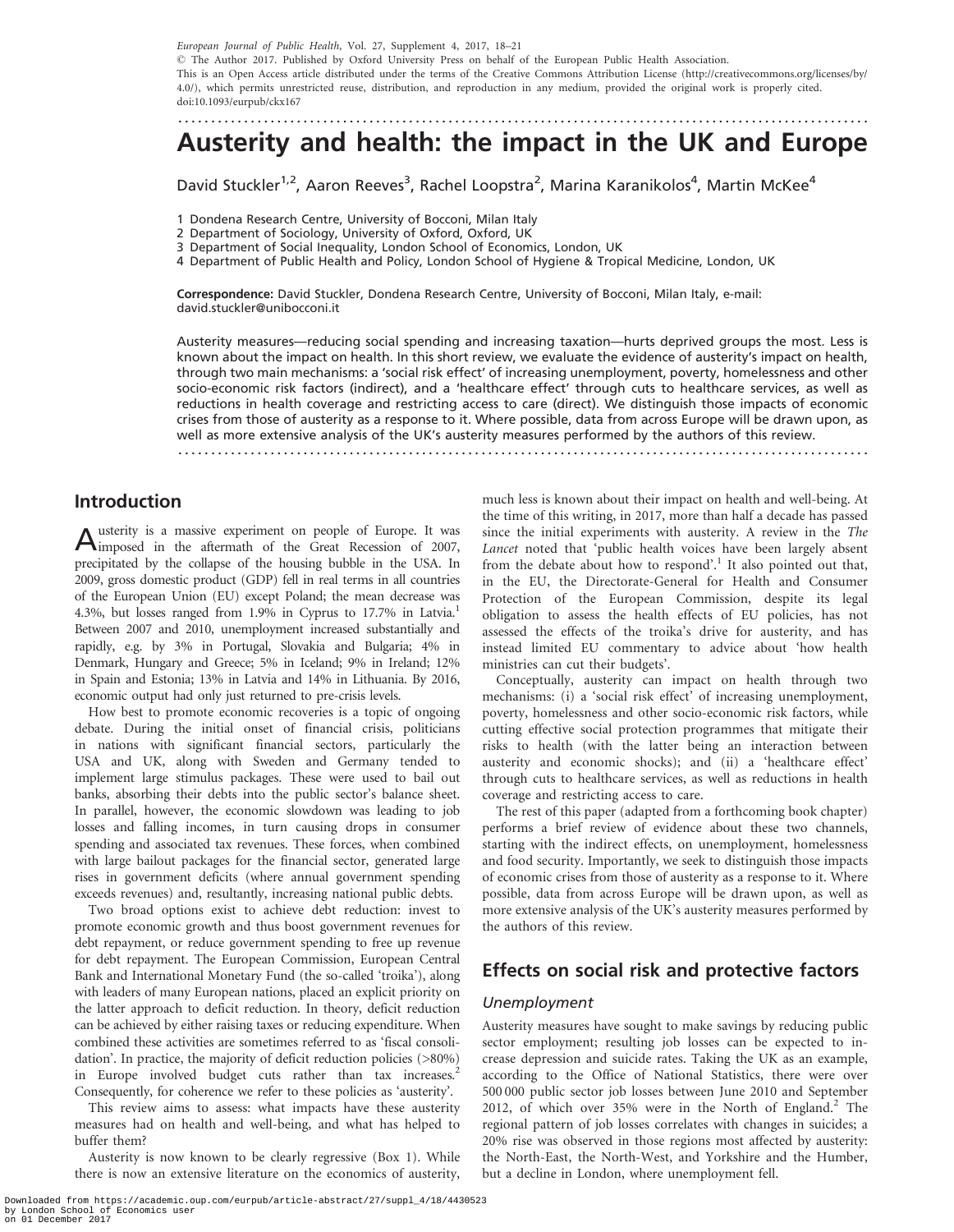# Austerity and health: the impact in the UK and Europe

David Stuckler[1,2], Aaron Reeves[3], Rachel Loopstra[2], Marina Karanikolos[4], Martin McKee[4]

1 Dondena Research Centre, University of Bocconi, Milan Italy
2 Department of Sociology, University of Oxford, Oxford, UK
3 Department of Social Inequality, London School of Economics, London, UK
4 Department of Public Health and Policy, London School of Hygiene & Tropical Medicine, London, UK

**Correspondence:** David Stuckler, Dondena Research Centre, University of Bocconi, Milan Italy, e-mail: david.stuckler@unibocconi.it

Austerity measures—reducing social spending and increasing taxation—hurts deprived groups the most. Less is known about the impact on health. In this short review, we evaluate the evidence of austerity's impact on health, through two main mechanisms: a 'social risk effect' of increasing unemployment, poverty, homelessness and other socio-economic risk factors (indirect), and a 'healthcare effect' through cuts to healthcare services, as well as reductions in health coverage and restricting access to care (direct). We distinguish those impacts of economic crises from those of austerity as a response to it. Where possible, data from across Europe will be drawn upon, as well as more extensive analysis of the UK's austerity measures performed by the authors of this review.

## Introduction

Austerity is a massive experiment on people of Europe. It was imposed in the aftermath of the Great Recession of 2007, precipitated by the collapse of the housing bubble in the USA. In 2009, gross domestic product (GDP) fell in real terms in all countries of the European Union (EU) except Poland; the mean decrease was 4.3%, but losses ranged from 1.9% in Cyprus to 17.7% in Latvia.[1] Between 2007 and 2010, unemployment increased substantially and rapidly, e.g. by 3% in Portugal, Slovakia and Bulgaria; 4% in Denmark, Hungary and Greece; 5% in Iceland; 9% in Ireland; 12% in Spain and Estonia; 13% in Latvia and 14% in Lithuania. By 2016, economic output had only just returned to pre-crisis levels.

How best to promote economic recoveries is a topic of ongoing debate. During the initial onset of financial crisis, politicians in nations with significant financial sectors, particularly the USA and UK, along with Sweden and Germany tended to implement large stimulus packages. These were used to bail out banks, absorbing their debts into the public sector's balance sheet. In parallel, however, the economic slowdown was leading to job losses and falling incomes, in turn causing drops in consumer spending and associated tax revenues. These forces, when combined with large bailout packages for the financial sector, generated large rises in government deficits (where annual government spending exceeds revenues) and, resultantly, increasing national public debts.

Two broad options exist to achieve debt reduction: invest to promote economic growth and thus boost government revenues for debt repayment, or reduce government spending to free up revenue for debt repayment. The European Commission, European Central Bank and International Monetary Fund (the so-called 'troika'), along with leaders of many European nations, placed an explicit priority on the latter approach to deficit reduction. In theory, deficit reduction can be achieved by either raising taxes or reducing expenditure. When combined these activities are sometimes referred to as 'fiscal consolidation'. In practice, the majority of deficit reduction policies (>80%) in Europe involved budget cuts rather than tax increases.[2] Consequently, for coherence we refer to these policies as 'austerity'.

This review aims to assess: what impacts have these austerity measures had on health and well-being, and what has helped to buffer them?

Austerity is now known to be clearly regressive (Box 1). While there is now an extensive literature on the economics of austerity, much less is known about their impact on health and well-being. At the time of this writing, in 2017, more than half a decade has passed since the initial experiments with austerity. A review in the *The Lancet* noted that 'public health voices have been largely absent from the debate about how to respond'.[1] It also pointed out that, in the EU, the Directorate-General for Health and Consumer Protection of the European Commission, despite its legal obligation to assess the health effects of EU policies, has not assessed the effects of the troika's drive for austerity, and has instead limited EU commentary to advice about 'how health ministries can cut their budgets'.

Conceptually, austerity can impact on health through two mechanisms: (i) a 'social risk effect' of increasing unemployment, poverty, homelessness and other socio-economic risk factors, while cutting effective social protection programmes that mitigate their risks to health (with the latter being an interaction between austerity and economic shocks); and (ii) a 'healthcare effect' through cuts to healthcare services, as well as reductions in health coverage and restricting access to care.

The rest of this paper (adapted from a forthcoming book chapter) performs a brief review of evidence about these two channels, starting with the indirect effects, on unemployment, homelessness and food security. Importantly, we seek to distinguish those impacts of economic crises from those of austerity as a response to it. Where possible, data from across Europe will be drawn upon, as well as more extensive analysis of the UK's austerity measures performed by the authors of this review.

## Effects on social risk and protective factors

### Unemployment

Austerity measures have sought to make savings by reducing public sector employment; resulting job losses can be expected to increase depression and suicide rates. Taking the UK as an example, according to the Office of National Statistics, there were over 500 000 public sector job losses between June 2010 and September 2012, of which over 35% were in the North of England.[2] The regional pattern of job losses correlates with changes in suicides; a 20% rise was observed in those regions most affected by austerity: the North-East, the North-West, and Yorkshire and the Humber, but a decline in London, where unemployment fell.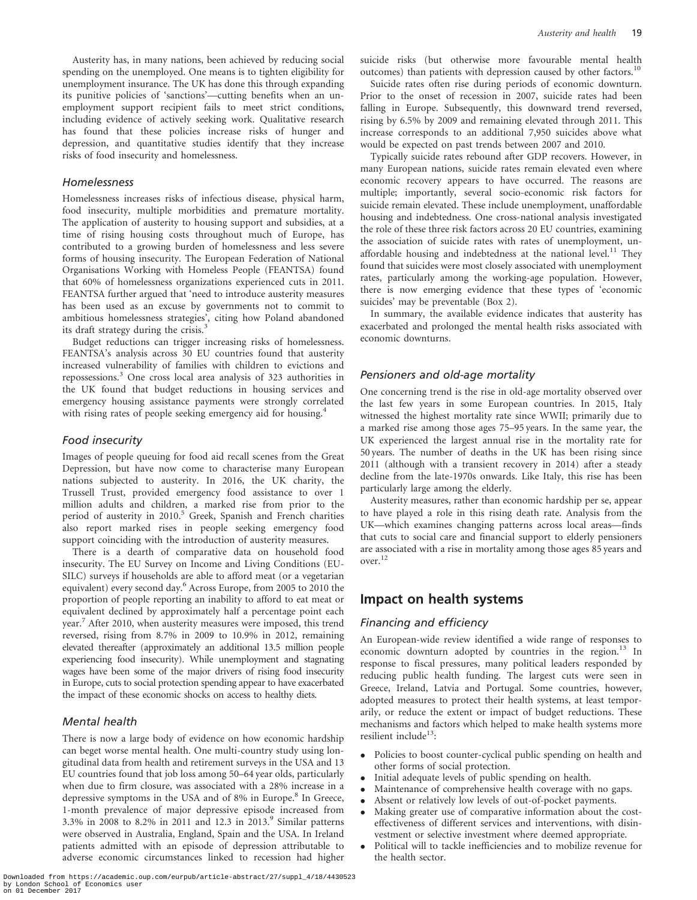Austerity has, in many nations, been achieved by reducing social spending on the unemployed. One means is to tighten eligibility for unemployment insurance. The UK has done this through expanding its punitive policies of 'sanctions'—cutting benefits when an unemployment support recipient fails to meet strict conditions, including evidence of actively seeking work. Qualitative research has found that these policies increase risks of hunger and depression, and quantitative studies identify that they increase risks of food insecurity and homelessness.

### Homelessness

Homelessness increases risks of infectious disease, physical harm, food insecurity, multiple morbidities and premature mortality. The application of austerity to housing support and subsidies, at a time of rising housing costs throughout much of Europe, has contributed to a growing burden of homelessness and less severe forms of housing insecurity. The European Federation of National Organisations Working with Homeless People (FEANTSA) found that 60% of homelessness organizations experienced cuts in 2011. FEANTSA further argued that 'need to introduce austerity measures has been used as an excuse by governments not to commit to ambitious homelessness strategies', citing how Poland abandoned its draft strategy during the crisis.[3]

Budget reductions can trigger increasing risks of homelessness. FEANTSA's analysis across 30 EU countries found that austerity increased vulnerability of families with children to evictions and repossessions.[3] One cross local area analysis of 323 authorities in the UK found that budget reductions in housing services and emergency housing assistance payments were strongly correlated with rising rates of people seeking emergency aid for housing.[4]

### Food insecurity

Images of people queuing for food aid recall scenes from the Great Depression, but have now come to characterise many European nations subjected to austerity. In 2016, the UK charity, the Trussell Trust, provided emergency food assistance to over 1 million adults and children, a marked rise from prior to the period of austerity in 2010.[5] Greek, Spanish and French charities also report marked rises in people seeking emergency food support coinciding with the introduction of austerity measures.

There is a dearth of comparative data on household food insecurity. The EU Survey on Income and Living Conditions (EU-SILC) surveys if households are able to afford meat (or a vegetarian equivalent) every second day.[6] Across Europe, from 2005 to 2010 the proportion of people reporting an inability to afford to eat meat or equivalent declined by approximately half a percentage point each year.[7] After 2010, when austerity measures were imposed, this trend reversed, rising from 8.7% in 2009 to 10.9% in 2012, remaining elevated thereafter (approximately an additional 13.5 million people experiencing food insecurity). While unemployment and stagnating wages have been some of the major drivers of rising food insecurity in Europe, cuts to social protection spending appear to have exacerbated the impact of these economic shocks on access to healthy diets.

### Mental health

There is now a large body of evidence on how economic hardship can beget worse mental health. One multi-country study using longitudinal data from health and retirement surveys in the USA and 13 EU countries found that job loss among 50–64 year olds, particularly when due to firm closure, was associated with a 28% increase in a depressive symptoms in the USA and of 8% in Europe.[8] In Greece, 1-month prevalence of major depressive episode increased from 3.3% in 2008 to 8.2% in 2011 and 12.3 in 2013.[9] Similar patterns were observed in Australia, England, Spain and the USA. In Ireland patients admitted with an episode of depression attributable to adverse economic circumstances linked to recession had higher suicide risks (but otherwise more favourable mental health outcomes) than patients with depression caused by other factors.[10]

Suicide rates often rise during periods of economic downturn. Prior to the onset of recession in 2007, suicide rates had been falling in Europe. Subsequently, this downward trend reversed, rising by 6.5% by 2009 and remaining elevated through 2011. This increase corresponds to an additional 7,950 suicides above what would be expected on past trends between 2007 and 2010.

Typically suicide rates rebound after GDP recovers. However, in many European nations, suicide rates remain elevated even where economic recovery appears to have occurred. The reasons are multiple; importantly, several socio-economic risk factors for suicide remain elevated. These include unemployment, unaffordable housing and indebtedness. One cross-national analysis investigated the role of these three risk factors across 20 EU countries, examining the association of suicide rates with rates of unemployment, unaffordable housing and indebtedness at the national level.[11] They found that suicides were most closely associated with unemployment rates, particularly among the working-age population. However, there is now emerging evidence that these types of 'economic suicides' may be preventable (Box 2).

In summary, the available evidence indicates that austerity has exacerbated and prolonged the mental health risks associated with economic downturns.

### Pensioners and old-age mortality

One concerning trend is the rise in old-age mortality observed over the last few years in some European countries. In 2015, Italy witnessed the highest mortality rate since WWII; primarily due to a marked rise among those ages 75–95 years. In the same year, the UK experienced the largest annual rise in the mortality rate for 50 years. The number of deaths in the UK has been rising since 2011 (although with a transient recovery in 2014) after a steady decline from the late-1970s onwards. Like Italy, this rise has been particularly large among the elderly.

Austerity measures, rather than economic hardship per se, appear to have played a role in this rising death rate. Analysis from the UK—which examines changing patterns across local areas—finds that cuts to social care and financial support to elderly pensioners are associated with a rise in mortality among those ages 85 years and over.[12]

## Impact on health systems

### Financing and efficiency

An European-wide review identified a wide range of responses to economic downturn adopted by countries in the region.[13] In response to fiscal pressures, many political leaders responded by reducing public health funding. The largest cuts were seen in Greece, Ireland, Latvia and Portugal. Some countries, however, adopted measures to protect their health systems, at least temporarily, or reduce the extent or impact of budget reductions. These mechanisms and factors which helped to make health systems more resilient include[13]:

- Policies to boost counter-cyclical public spending on health and other forms of social protection.
- Initial adequate levels of public spending on health.
- Maintenance of comprehensive health coverage with no gaps.
- Absent or relatively low levels of out-of-pocket payments.
- Making greater use of comparative information about the cost-effectiveness of different services and interventions, with disinvestment or selective investment where deemed appropriate.
- Political will to tackle inefficiencies and to mobilize revenue for the health sector.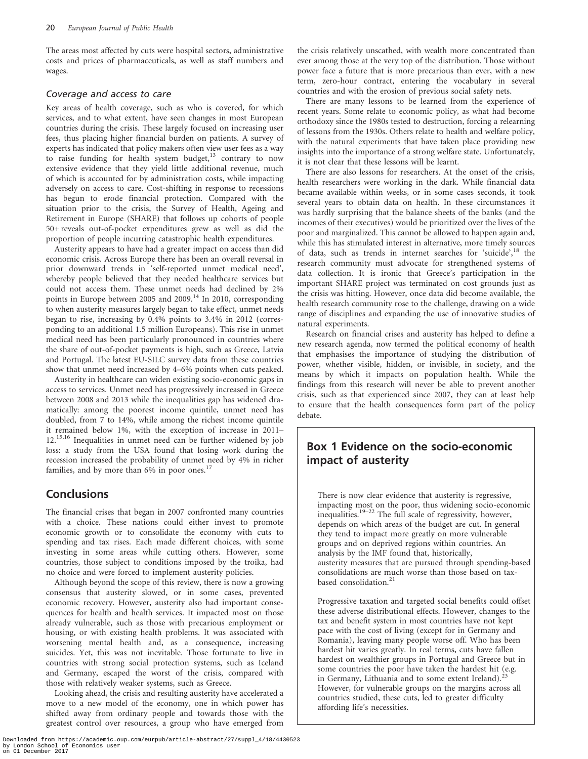The areas most affected by cuts were hospital sectors, administrative costs and prices of pharmaceuticals, as well as staff numbers and wages.

### *Coverage and access to care*

Key areas of health coverage, such as who is covered, for which services, and to what extent, have seen changes in most European countries during the crisis. These largely focused on increasing user fees, thus placing higher financial burden on patients. A survey of experts has indicated that policy makers often view user fees as a way to raise funding for health system budget,[13] contrary to now extensive evidence that they yield little additional revenue, much of which is accounted for by administration costs, while impacting adversely on access to care. Cost-shifting in response to recessions has begun to erode financial protection. Compared with the situation prior to the crisis, the Survey of Health, Ageing and Retirement in Europe (SHARE) that follows up cohorts of people 50+ reveals out-of-pocket expenditures grew as well as did the proportion of people incurring catastrophic health expenditures.

Austerity appears to have had a greater impact on access than did economic crisis. Across Europe there has been an overall reversal in prior downward trends in 'self-reported unmet medical need', whereby people believed that they needed healthcare services but could not access them. These unmet needs had declined by 2% points in Europe between 2005 and 2009.[14] In 2010, corresponding to when austerity measures largely began to take effect, unmet needs began to rise, increasing by 0.4% points to 3.4% in 2012 (corresponding to an additional 1.5 million Europeans). This rise in unmet medical need has been particularly pronounced in countries where the share of out-of-pocket payments is high, such as Greece, Latvia and Portugal. The latest EU-SILC survey data from these countries show that unmet need increased by 4–6% points when cuts peaked.

Austerity in healthcare can widen existing socio-economic gaps in access to services. Unmet need has progressively increased in Greece between 2008 and 2013 while the inequalities gap has widened dramatically: among the poorest income quintile, unmet need has doubled, from 7 to 14%, while among the richest income quintile it remained below 1%, with the exception of increase in 2011–12.[15,16] Inequalities in unmet need can be further widened by job loss: a study from the USA found that losing work during the recession increased the probability of unmet need by 4% in richer families, and by more than 6% in poor ones.[17]

## Conclusions

The financial crises that began in 2007 confronted many countries with a choice. These nations could either invest to promote economic growth or to consolidate the economy with cuts to spending and tax rises. Each made different choices, with some investing in some areas while cutting others. However, some countries, those subject to conditions imposed by the troika, had no choice and were forced to implement austerity policies.

Although beyond the scope of this review, there is now a growing consensus that austerity slowed, or in some cases, prevented economic recovery. However, austerity also had important consequences for health and health services. It impacted most on those already vulnerable, such as those with precarious employment or housing, or with existing health problems. It was associated with worsening mental health and, as a consequence, increasing suicides. Yet, this was not inevitable. Those fortunate to live in countries with strong social protection systems, such as Iceland and Germany, escaped the worst of the crisis, compared with those with relatively weaker systems, such as Greece.

Looking ahead, the crisis and resulting austerity have accelerated a move to a new model of the economy, one in which power has shifted away from ordinary people and towards those with the greatest control over resources, a group who have emerged from the crisis relatively unscathed, with wealth more concentrated than ever among those at the very top of the distribution. Those without power face a future that is more precarious than ever, with a new term, zero-hour contract, entering the vocabulary in several countries and with the erosion of previous social safety nets.

There are many lessons to be learned from the experience of recent years. Some relate to economic policy, as what had become orthodoxy since the 1980s tested to destruction, forcing a relearning of lessons from the 1930s. Others relate to health and welfare policy, with the natural experiments that have taken place providing new insights into the importance of a strong welfare state. Unfortunately, it is not clear that these lessons will be learnt.

There are also lessons for researchers. At the onset of the crisis, health researchers were working in the dark. While financial data became available within weeks, or in some cases seconds, it took several years to obtain data on health. In these circumstances it was hardly surprising that the balance sheets of the banks (and the incomes of their executives) would be prioritized over the lives of the poor and marginalized. This cannot be allowed to happen again and, while this has stimulated interest in alternative, more timely sources of data, such as trends in internet searches for 'suicide',[18] the research community must advocate for strengthened systems of data collection. It is ironic that Greece's participation in the important SHARE project was terminated on cost grounds just as the crisis was hitting. However, once data did become available, the health research community rose to the challenge, drawing on a wide range of disciplines and expanding the use of innovative studies of natural experiments.

Research on financial crises and austerity has helped to define a new research agenda, now termed the political economy of health that emphasises the importance of studying the distribution of power, whether visible, hidden, or invisible, in society, and the means by which it impacts on population health. While the findings from this research will never be able to prevent another crisis, such as that experienced since 2007, they can at least help to ensure that the health consequences form part of the policy debate.

### Box 1 Evidence on the socio-economic impact of austerity

There is now clear evidence that austerity is regressive, impacting most on the poor, thus widening socio-economic inequalities.[19–22] The full scale of regressivity, however, depends on which areas of the budget are cut. In general they tend to impact more greatly on more vulnerable groups and on deprived regions within countries. An analysis by the IMF found that, historically, austerity measures that are pursued through spending-based consolidations are much worse than those based on tax-based consolidation.[21]

Progressive taxation and targeted social benefits could offset these adverse distributional effects. However, changes to the tax and benefit system in most countries have not kept pace with the cost of living (except for in Germany and Romania), leaving many people worse off. Who has been hardest hit varies greatly. In real terms, cuts have fallen hardest on wealthier groups in Portugal and Greece but in some countries the poor have taken the hardest hit (e.g. in Germany, Lithuania and to some extent Ireland).[23] However, for vulnerable groups on the margins across all countries studied, these cuts, led to greater difficulty affording life's necessities.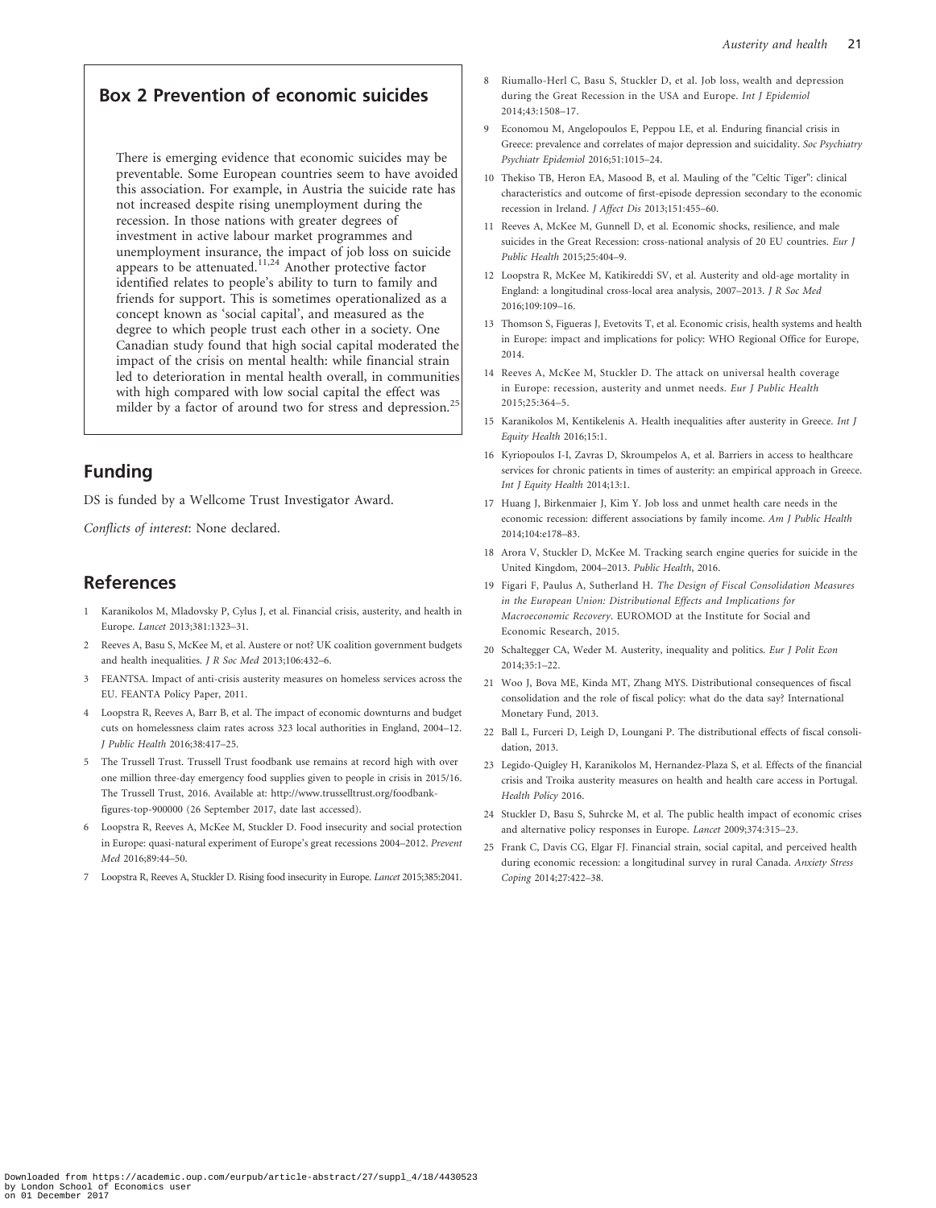## Box 2 Prevention of economic suicides

There is emerging evidence that economic suicides may be preventable. Some European countries seem to have avoided this association. For example, in Austria the suicide rate has not increased despite rising unemployment during the recession. In those nations with greater degrees of investment in active labour market programmes and unemployment insurance, the impact of job loss on suicide appears to be attenuated.[11,24] Another protective factor identified relates to people's ability to turn to family and friends for support. This is sometimes operationalized as a concept known as 'social capital', and measured as the degree to which people trust each other in a society. One Canadian study found that high social capital moderated the impact of the crisis on mental health: while financial strain led to deterioration in mental health overall, in communities with high compared with low social capital the effect was milder by a factor of around two for stress and depression.[25]

## Funding

DS is funded by a Wellcome Trust Investigator Award.

*Conflicts of interest*: None declared.

## References

1. Karanikolos M, Mladovsky P, Cylus J, et al. Financial crisis, austerity, and health in Europe. *Lancet* 2013;381:1323–31.
2. Reeves A, Basu S, McKee M, et al. Austere or not? UK coalition government budgets and health inequalities. *J R Soc Med* 2013;106:432–6.
3. FEANTSA. Impact of anti-crisis austerity measures on homeless services across the EU. FEANTA Policy Paper, 2011.
4. Loopstra R, Reeves A, Barr B, et al. The impact of economic downturns and budget cuts on homelessness claim rates across 323 local authorities in England, 2004–12. *J Public Health* 2016;38:417–25.
5. The Trussell Trust. Trussell Trust foodbank use remains at record high with over one million three-day emergency food supplies given to people in crisis in 2015/16. The Trussell Trust, 2016. Available at: http://www.trusselltrust.org/foodbank-figures-top-900000 (26 September 2017, date last accessed).
6. Loopstra R, Reeves A, McKee M, Stuckler D. Food insecurity and social protection in Europe: quasi-natural experiment of Europe's great recessions 2004–2012. *Prevent Med* 2016;89:44–50.
7. Loopstra R, Reeves A, Stuckler D. Rising food insecurity in Europe. *Lancet* 2015;385:2041.
8. Riumallo-Herl C, Basu S, Stuckler D, et al. Job loss, wealth and depression during the Great Recession in the USA and Europe. *Int J Epidemiol* 2014;43:1508–17.
9. Economou M, Angelopoulos E, Peppou LE, et al. Enduring financial crisis in Greece: prevalence and correlates of major depression and suicidality. *Soc Psychiatry Psychiatr Epidemiol* 2016;51:1015–24.
10. Thekiso TB, Heron EA, Masood B, et al. Mauling of the "Celtic Tiger": clinical characteristics and outcome of first-episode depression secondary to the economic recession in Ireland. *J Affect Dis* 2013;151:455–60.
11. Reeves A, McKee M, Gunnell D, et al. Economic shocks, resilience, and male suicides in the Great Recession: cross-national analysis of 20 EU countries. *Eur J Public Health* 2015;25:404–9.
12. Loopstra R, McKee M, Katikireddi SV, et al. Austerity and old-age mortality in England: a longitudinal cross-local area analysis, 2007–2013. *J R Soc Med* 2016;109:109–16.
13. Thomson S, Figueras J, Evetovits T, et al. Economic crisis, health systems and health in Europe: impact and implications for policy: WHO Regional Office for Europe, 2014.
14. Reeves A, McKee M, Stuckler D. The attack on universal health coverage in Europe: recession, austerity and unmet needs. *Eur J Public Health* 2015;25:364–5.
15. Karanikolos M, Kentikelenis A. Health inequalities after austerity in Greece. *Int J Equity Health* 2016;15:1.
16. Kyriopoulos I-I, Zavras D, Skroumpelos A, et al. Barriers in access to healthcare services for chronic patients in times of austerity: an empirical approach in Greece. *Int J Equity Health* 2014;13:1.
17. Huang J, Birkenmaier J, Kim Y. Job loss and unmet health care needs in the economic recession: different associations by family income. *Am J Public Health* 2014;104:e178–83.
18. Arora V, Stuckler D, McKee M. Tracking search engine queries for suicide in the United Kingdom, 2004–2013. *Public Health*, 2016.
19. Figari F, Paulus A, Sutherland H. *The Design of Fiscal Consolidation Measures in the European Union: Distributional Effects and Implications for Macroeconomic Recovery*. EUROMOD at the Institute for Social and Economic Research, 2015.
20. Schaltegger CA, Weder M. Austerity, inequality and politics. *Eur J Polit Econ* 2014;35:1–22.
21. Woo J, Bova ME, Kinda MT, Zhang MYS. Distributional consequences of fiscal consolidation and the role of fiscal policy: what do the data say? International Monetary Fund, 2013.
22. Ball L, Furceri D, Leigh D, Loungani P. The distributional effects of fiscal consolidation, 2013.
23. Legido-Quigley H, Karanikolos M, Hernandez-Plaza S, et al. Effects of the financial crisis and Troika austerity measures on health and health care access in Portugal. *Health Policy* 2016.
24. Stuckler D, Basu S, Suhrcke M, et al. The public health impact of economic crises and alternative policy responses in Europe. *Lancet* 2009;374:315–23.
25. Frank C, Davis CG, Elgar FJ. Financial strain, social capital, and perceived health during economic recession: a longitudinal survey in rural Canada. *Anxiety Stress Coping* 2014;27:422–38.